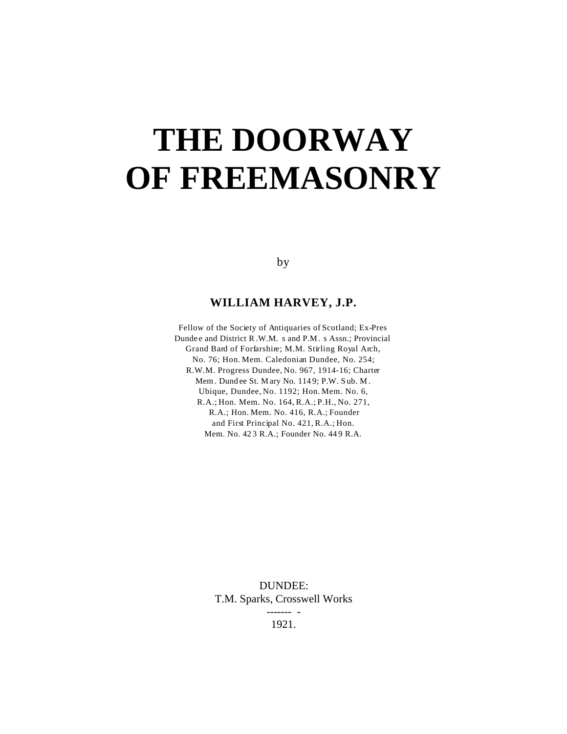# THE DOORWAY OF FREEMASONRY

by

**WILLIAM HARVEY, J.P.**

Fellow of the Society of Antiquaries of Scotland; Ex-Pres Dundee and District R.W.M. s and P.M. s Assn.; Provincial Grand Bard of Forfarshire; M.M. Stirling Royal Arch, No. 76; Hon. Mem. Caledonian Dundee, No. 254; R.W.M. Progress Dundee, No. 967, 1914-16; Charter Mem. Dundee St. Mary No. 1149; P.W. Sub. M. Ubique, Dundee, No. 1192; Hon. Mem. No. 6, R.A.; Hon. Mem. No. 164, R.A.; P.H., No. 271, R.A.; Hon. Mem. No. 416, R.A.; Founder and First Principal No. 421, R.A.; Hon. Mem. No. 423 R.A.; Founder No. 449 R.A.

DUNDEE:
T.M. Sparks, Crosswell Works
------- -
1921.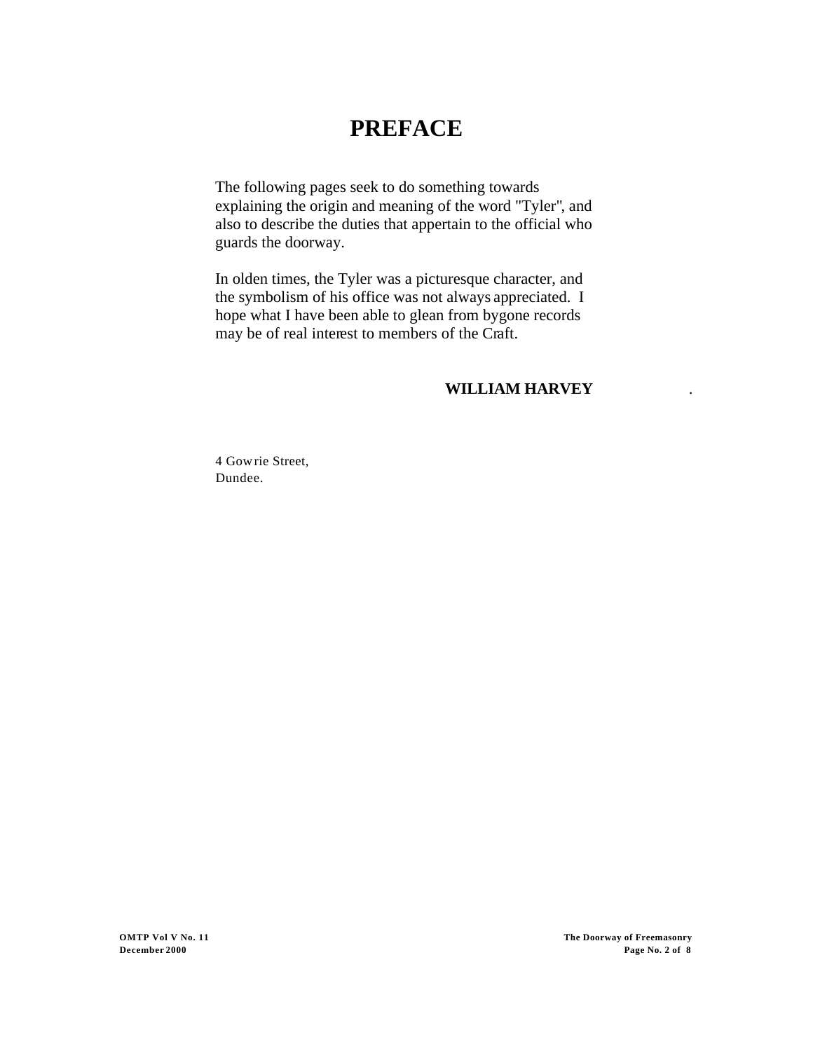# PREFACE

The following pages seek to do something towards explaining the origin and meaning of the word "Tyler", and also to describe the duties that appertain to the official who guards the doorway.

In olden times, the Tyler was a picturesque character, and the symbolism of his office was not always appreciated. I hope what I have been able to glean from bygone records may be of real interest to members of the Craft.

**WILLIAM HARVEY**

4 Gowrie Street,
Dundee.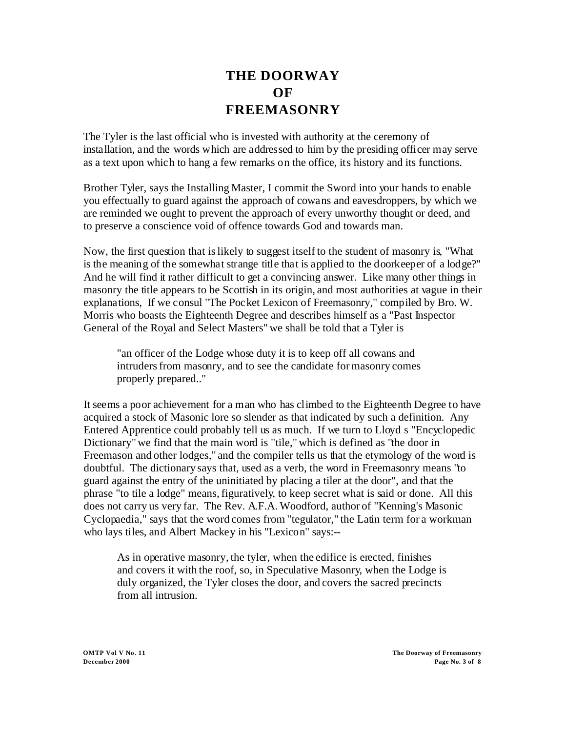# THE DOORWAY OF FREEMASONRY

The Tyler is the last official who is invested with authority at the ceremony of installation, and the words which are addressed to him by the presiding officer may serve as a text upon which to hang a few remarks on the office, its history and its functions.

Brother Tyler, says the Installing Master, I commit the Sword into your hands to enable you effectually to guard against the approach of cowans and eavesdroppers, by which we are reminded we ought to prevent the approach of every unworthy thought or deed, and to preserve a conscience void of offence towards God and towards man.

Now, the first question that is likely to suggest itself to the student of masonry is, "What is the meaning of the somewhat strange title that is applied to the doorkeeper of a lodge?" And he will find it rather difficult to get a convincing answer. Like many other things in masonry the title appears to be Scottish in its origin, and most authorities at vague in their explanations, If we consul "The Pocket Lexicon of Freemasonry," compiled by Bro. W. Morris who boasts the Eighteenth Degree and describes himself as a "Past Inspector General of the Royal and Select Masters" we shall be told that a Tyler is

> "an officer of the Lodge whose duty it is to keep off all cowans and intruders from masonry, and to see the candidate for masonry comes properly prepared.."

It seems a poor achievement for a man who has climbed to the Eighteenth Degree to have acquired a stock of Masonic lore so slender as that indicated by such a definition. Any Entered Apprentice could probably tell us as much. If we turn to Lloyd s "Encyclopedic Dictionary" we find that the main word is "tile," which is defined as "the door in Freemason and other lodges," and the compiler tells us that the etymology of the word is doubtful. The dictionary says that, used as a verb, the word in Freemasonry means "to guard against the entry of the uninitiated by placing a tiler at the door", and that the phrase "to tile a lodge" means, figuratively, to keep secret what is said or done. All this does not carry us very far. The Rev. A.F.A. Woodford, author of "Kenning's Masonic Cyclopaedia," says that the word comes from "tegulator," the Latin term for a workman who lays tiles, and Albert Mackey in his "Lexicon" says:--

> As in operative masonry, the tyler, when the edifice is erected, finishes and covers it with the roof, so, in Speculative Masonry, when the Lodge is duly organized, the Tyler closes the door, and covers the sacred precincts from all intrusion.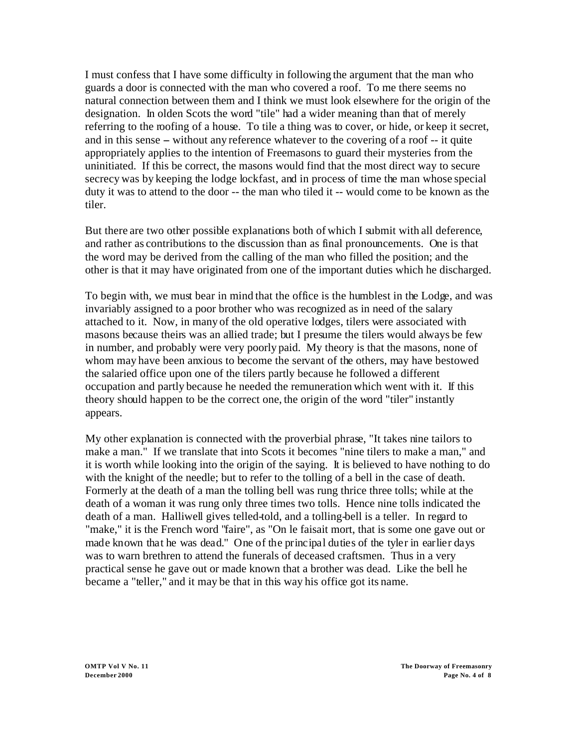I must confess that I have some difficulty in following the argument that the man who guards a door is connected with the man who covered a roof. To me there seems no natural connection between them and I think we must look elsewhere for the origin of the designation. In olden Scots the word "tile" had a wider meaning than that of merely referring to the roofing of a house. To tile a thing was to cover, or hide, or keep it secret, and in this sense – without any reference whatever to the covering of a roof -- it quite appropriately applies to the intention of Freemasons to guard their mysteries from the uninitiated. If this be correct, the masons would find that the most direct way to secure secrecy was by keeping the lodge lockfast, and in process of time the man whose special duty it was to attend to the door -- the man who tiled it -- would come to be known as the tiler.

But there are two other possible explanations both of which I submit with all deference, and rather as contributions to the discussion than as final pronouncements. One is that the word may be derived from the calling of the man who filled the position; and the other is that it may have originated from one of the important duties which he discharged.

To begin with, we must bear in mind that the office is the humblest in the Lodge, and was invariably assigned to a poor brother who was recognized as in need of the salary attached to it. Now, in many of the old operative lodges, tilers were associated with masons because theirs was an allied trade; but I presume the tilers would always be few in number, and probably were very poorly paid. My theory is that the masons, none of whom may have been anxious to become the servant of the others, may have bestowed the salaried office upon one of the tilers partly because he followed a different occupation and partly because he needed the remuneration which went with it. If this theory should happen to be the correct one, the origin of the word "tiler" instantly appears.

My other explanation is connected with the proverbial phrase, "It takes nine tailors to make a man." If we translate that into Scots it becomes "nine tilers to make a man," and it is worth while looking into the origin of the saying. It is believed to have nothing to do with the knight of the needle; but to refer to the tolling of a bell in the case of death. Formerly at the death of a man the tolling bell was rung thrice three tolls; while at the death of a woman it was rung only three times two tolls. Hence nine tolls indicated the death of a man. Halliwell gives telled-told, and a tolling-bell is a teller. In regard to "make," it is the French word "faire", as "On le faisait mort, that is some one gave out or made known that he was dead." One of the principal duties of the tyler in earlier days was to warn brethren to attend the funerals of deceased craftsmen. Thus in a very practical sense he gave out or made known that a brother was dead. Like the bell he became a "teller," and it may be that in this way his office got its name.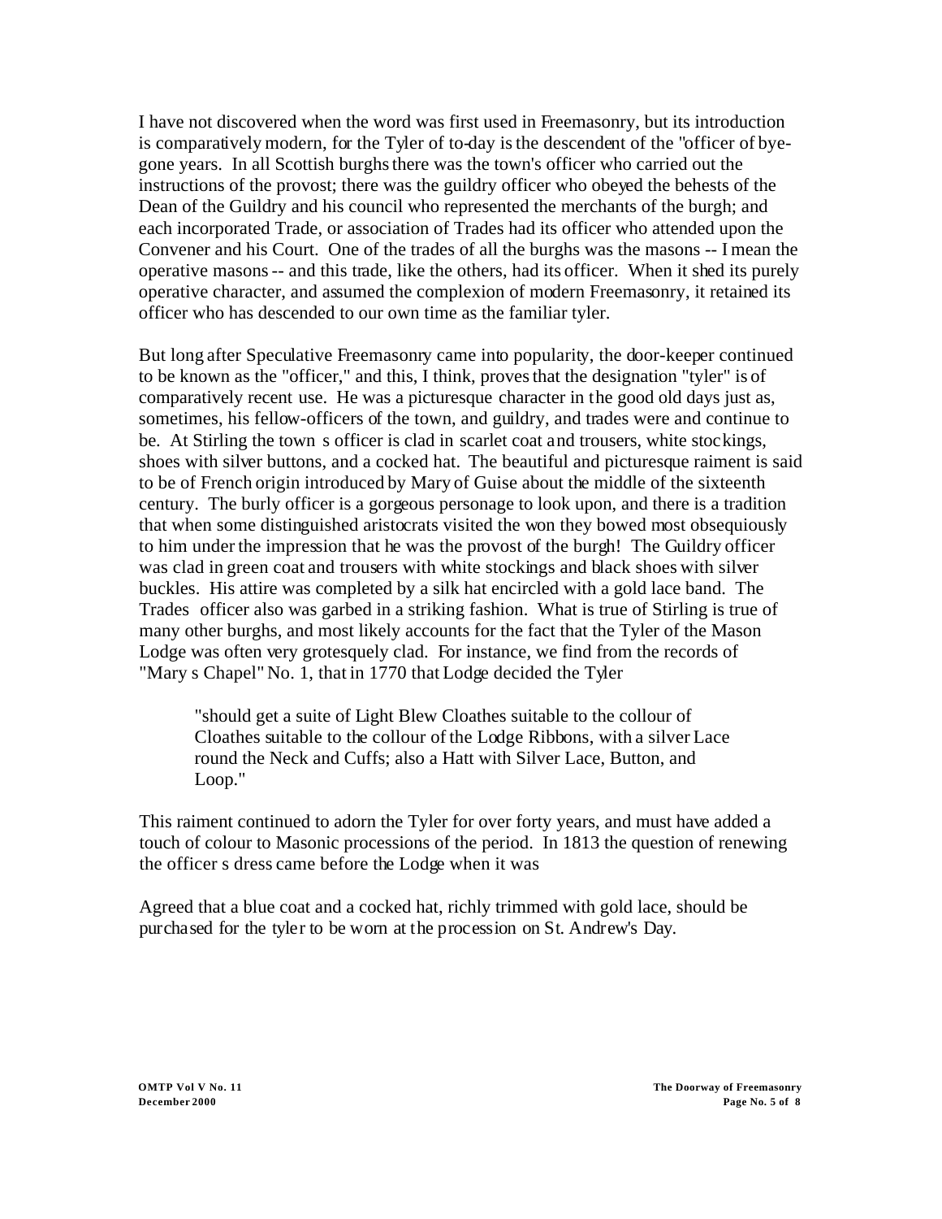I have not discovered when the word was first used in Freemasonry, but its introduction is comparatively modern, for the Tyler of to-day is the descendent of the "officer of bye-gone years. In all Scottish burghs there was the town's officer who carried out the instructions of the provost; there was the guildry officer who obeyed the behests of the Dean of the Guildry and his council who represented the merchants of the burgh; and each incorporated Trade, or association of Trades had its officer who attended upon the Convener and his Court. One of the trades of all the burghs was the masons -- I mean the operative masons -- and this trade, like the others, had its officer. When it shed its purely operative character, and assumed the complexion of modern Freemasonry, it retained its officer who has descended to our own time as the familiar tyler.

But long after Speculative Freemasonry came into popularity, the door-keeper continued to be known as the "officer," and this, I think, proves that the designation "tyler" is of comparatively recent use. He was a picturesque character in the good old days just as, sometimes, his fellow-officers of the town, and guildry, and trades were and continue to be. At Stirling the town s officer is clad in scarlet coat and trousers, white stockings, shoes with silver buttons, and a cocked hat. The beautiful and picturesque raiment is said to be of French origin introduced by Mary of Guise about the middle of the sixteenth century. The burly officer is a gorgeous personage to look upon, and there is a tradition that when some distinguished aristocrats visited the won they bowed most obsequiously to him under the impression that he was the provost of the burgh! The Guildry officer was clad in green coat and trousers with white stockings and black shoes with silver buckles. His attire was completed by a silk hat encircled with a gold lace band. The Trades officer also was garbed in a striking fashion. What is true of Stirling is true of many other burghs, and most likely accounts for the fact that the Tyler of the Mason Lodge was often very grotesquely clad. For instance, we find from the records of "Mary s Chapel" No. 1, that in 1770 that Lodge decided the Tyler

> "should get a suite of Light Blew Cloathes suitable to the collour of Cloathes suitable to the collour of the Lodge Ribbons, with a silver Lace round the Neck and Cuffs; also a Hatt with Silver Lace, Button, and Loop."

This raiment continued to adorn the Tyler for over forty years, and must have added a touch of colour to Masonic processions of the period. In 1813 the question of renewing the officer s dress came before the Lodge when it was

Agreed that a blue coat and a cocked hat, richly trimmed with gold lace, should be purchased for the tyler to be worn at the procession on St. Andrew's Day.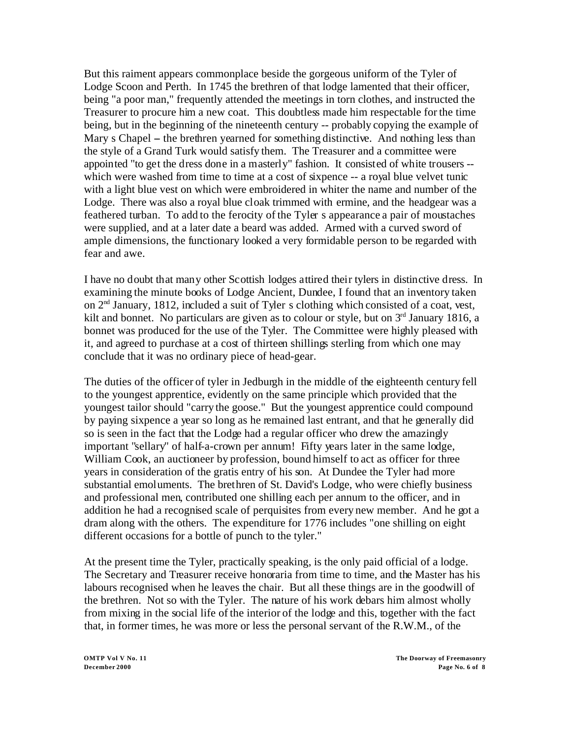But this raiment appears commonplace beside the gorgeous uniform of the Tyler of Lodge Scoon and Perth. In 1745 the brethren of that lodge lamented that their officer, being "a poor man," frequently attended the meetings in torn clothes, and instructed the Treasurer to procure him a new coat. This doubtless made him respectable for the time being, but in the beginning of the nineteenth century -- probably copying the example of Mary s Chapel – the brethren yearned for something distinctive. And nothing less than the style of a Grand Turk would satisfy them. The Treasurer and a committee were appointed "to get the dress done in a masterly" fashion. It consisted of white trousers -- which were washed from time to time at a cost of sixpence -- a royal blue velvet tunic with a light blue vest on which were embroidered in whiter the name and number of the Lodge. There was also a royal blue cloak trimmed with ermine, and the headgear was a feathered turban. To add to the ferocity of the Tyler s appearance a pair of moustaches were supplied, and at a later date a beard was added. Armed with a curved sword of ample dimensions, the functionary looked a very formidable person to be regarded with fear and awe.

I have no doubt that many other Scottish lodges attired their tylers in distinctive dress. In examining the minute books of Lodge Ancient, Dundee, I found that an inventory taken on 2nd January, 1812, included a suit of Tyler s clothing which consisted of a coat, vest, kilt and bonnet. No particulars are given as to colour or style, but on 3rd January 1816, a bonnet was produced for the use of the Tyler. The Committee were highly pleased with it, and agreed to purchase at a cost of thirteen shillings sterling from which one may conclude that it was no ordinary piece of head-gear.

The duties of the officer of tyler in Jedburgh in the middle of the eighteenth century fell to the youngest apprentice, evidently on the same principle which provided that the youngest tailor should "carry the goose." But the youngest apprentice could compound by paying sixpence a year so long as he remained last entrant, and that he generally did so is seen in the fact that the Lodge had a regular officer who drew the amazingly important "sellary" of half-a-crown per annum! Fifty years later in the same lodge, William Cook, an auctioneer by profession, bound himself to act as officer for three years in consideration of the gratis entry of his son. At Dundee the Tyler had more substantial emoluments. The brethren of St. David's Lodge, who were chiefly business and professional men, contributed one shilling each per annum to the officer, and in addition he had a recognised scale of perquisites from every new member. And he got a dram along with the others. The expenditure for 1776 includes "one shilling on eight different occasions for a bottle of punch to the tyler."

At the present time the Tyler, practically speaking, is the only paid official of a lodge. The Secretary and Treasurer receive honoraria from time to time, and the Master has his labours recognised when he leaves the chair. But all these things are in the goodwill of the brethren. Not so with the Tyler. The nature of his work debars him almost wholly from mixing in the social life of the interior of the lodge and this, together with the fact that, in former times, he was more or less the personal servant of the R.W.M., of the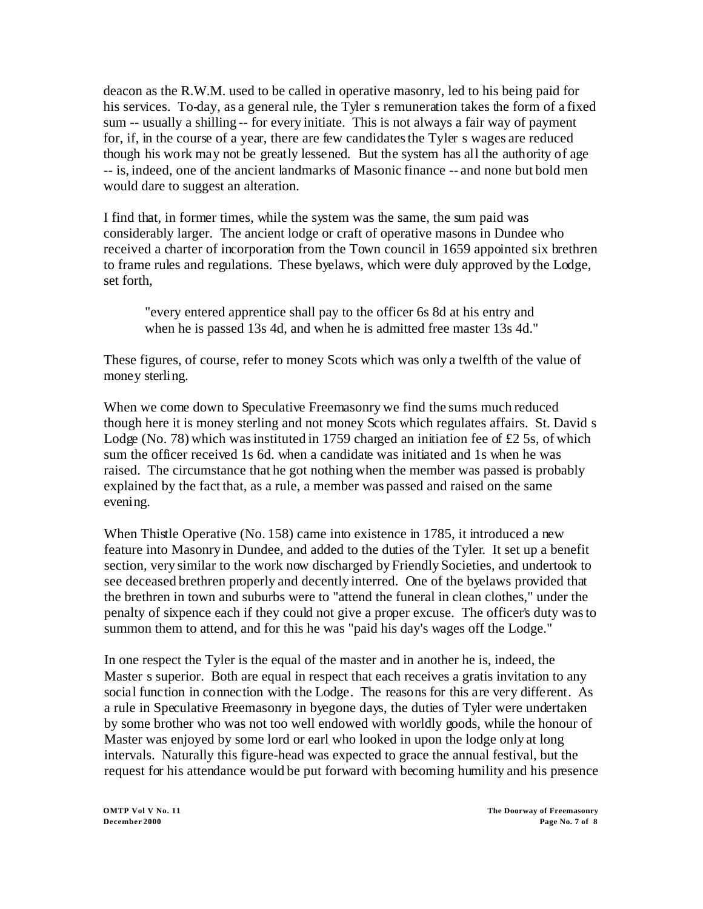deacon as the R.W.M. used to be called in operative masonry, led to his being paid for his services. To-day, as a general rule, the Tyler s remuneration takes the form of a fixed sum -- usually a shilling -- for every initiate. This is not always a fair way of payment for, if, in the course of a year, there are few candidates the Tyler s wages are reduced though his work may not be greatly lessened. But the system has all the authority of age -- is, indeed, one of the ancient landmarks of Masonic finance -- and none but bold men would dare to suggest an alteration.

I find that, in former times, while the system was the same, the sum paid was considerably larger. The ancient lodge or craft of operative masons in Dundee who received a charter of incorporation from the Town council in 1659 appointed six brethren to frame rules and regulations. These byelaws, which were duly approved by the Lodge, set forth,

> "every entered apprentice shall pay to the officer 6s 8d at his entry and when he is passed 13s 4d, and when he is admitted free master 13s 4d."

These figures, of course, refer to money Scots which was only a twelfth of the value of money sterling.

When we come down to Speculative Freemasonry we find the sums much reduced though here it is money sterling and not money Scots which regulates affairs. St. David s Lodge (No. 78) which was instituted in 1759 charged an initiation fee of £2 5s, of which sum the officer received 1s 6d. when a candidate was initiated and 1s when he was raised. The circumstance that he got nothing when the member was passed is probably explained by the fact that, as a rule, a member was passed and raised on the same evening.

When Thistle Operative (No. 158) came into existence in 1785, it introduced a new feature into Masonry in Dundee, and added to the duties of the Tyler. It set up a benefit section, very similar to the work now discharged by Friendly Societies, and undertook to see deceased brethren properly and decently interred. One of the byelaws provided that the brethren in town and suburbs were to "attend the funeral in clean clothes," under the penalty of sixpence each if they could not give a proper excuse. The officer's duty was to summon them to attend, and for this he was "paid his day's wages off the Lodge."

In one respect the Tyler is the equal of the master and in another he is, indeed, the Master s superior. Both are equal in respect that each receives a gratis invitation to any social function in connection with the Lodge. The reasons for this are very different. As a rule in Speculative Freemasonry in byegone days, the duties of Tyler were undertaken by some brother who was not too well endowed with worldly goods, while the honour of Master was enjoyed by some lord or earl who looked in upon the lodge only at long intervals. Naturally this figure-head was expected to grace the annual festival, but the request for his attendance would be put forward with becoming humility and his presence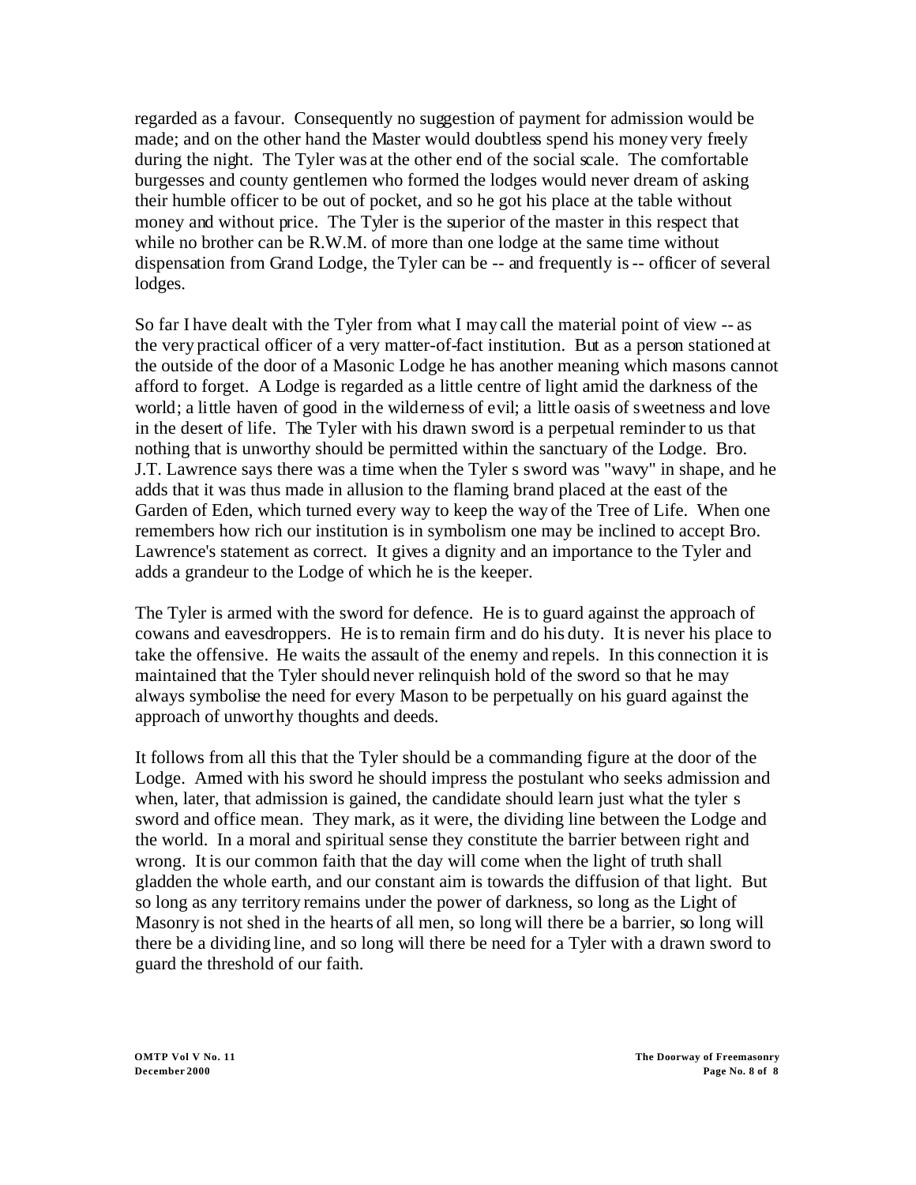regarded as a favour. Consequently no suggestion of payment for admission would be made; and on the other hand the Master would doubtless spend his money very freely during the night. The Tyler was at the other end of the social scale. The comfortable burgesses and county gentlemen who formed the lodges would never dream of asking their humble officer to be out of pocket, and so he got his place at the table without money and without price. The Tyler is the superior of the master in this respect that while no brother can be R.W.M. of more than one lodge at the same time without dispensation from Grand Lodge, the Tyler can be -- and frequently is -- officer of several lodges.

So far I have dealt with the Tyler from what I may call the material point of view -- as the very practical officer of a very matter-of-fact institution. But as a person stationed at the outside of the door of a Masonic Lodge he has another meaning which masons cannot afford to forget. A Lodge is regarded as a little centre of light amid the darkness of the world; a little haven of good in the wilderness of evil; a little oasis of sweetness and love in the desert of life. The Tyler with his drawn sword is a perpetual reminder to us that nothing that is unworthy should be permitted within the sanctuary of the Lodge. Bro. J.T. Lawrence says there was a time when the Tyler s sword was "wavy" in shape, and he adds that it was thus made in allusion to the flaming brand placed at the east of the Garden of Eden, which turned every way to keep the way of the Tree of Life. When one remembers how rich our institution is in symbolism one may be inclined to accept Bro. Lawrence's statement as correct. It gives a dignity and an importance to the Tyler and adds a grandeur to the Lodge of which he is the keeper.

The Tyler is armed with the sword for defence. He is to guard against the approach of cowans and eavesdroppers. He is to remain firm and do his duty. It is never his place to take the offensive. He waits the assault of the enemy and repels. In this connection it is maintained that the Tyler should never relinquish hold of the sword so that he may always symbolise the need for every Mason to be perpetually on his guard against the approach of unworthy thoughts and deeds.

It follows from all this that the Tyler should be a commanding figure at the door of the Lodge. Armed with his sword he should impress the postulant who seeks admission and when, later, that admission is gained, the candidate should learn just what the tyler s sword and office mean. They mark, as it were, the dividing line between the Lodge and the world. In a moral and spiritual sense they constitute the barrier between right and wrong. It is our common faith that the day will come when the light of truth shall gladden the whole earth, and our constant aim is towards the diffusion of that light. But so long as any territory remains under the power of darkness, so long as the Light of Masonry is not shed in the hearts of all men, so long will there be a barrier, so long will there be a dividing line, and so long will there be need for a Tyler with a drawn sword to guard the threshold of our faith.